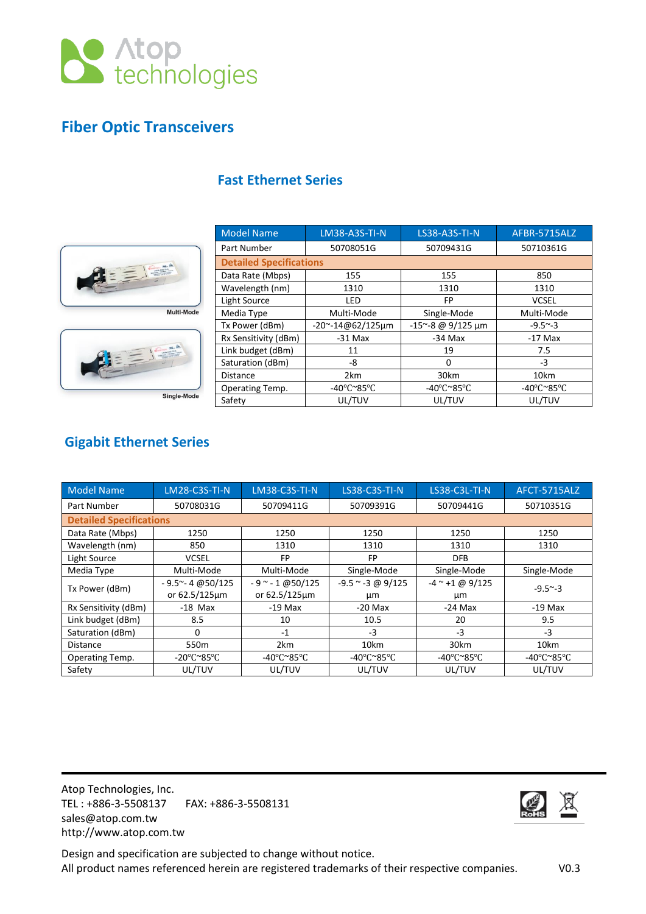Atop technologies

# Fiber Optic Transceivers

## Fast Ethernet Series

Multi-Mode

Single-Mode

| Model Name | LM38-A3S-TI-N | LS38-A3S-TI-N | AFBR-5715ALZ |
|---|---|---|---|
| Part Number | 50708051G | 50709431G | 50710361G |
| **Detailed Specifications** | | | |
| Data Rate (Mbps) | 155 | 155 | 850 |
| Wavelength (nm) | 1310 | 1310 | 1310 |
| Light Source | LED | FP | VCSEL |
| Media Type | Multi-Mode | Single-Mode | Multi-Mode |
| Tx Power (dBm) | -20~-14@62/125µm | -15~-8 @ 9/125 µm | -9.5~-3 |
| Rx Sensitivity (dBm) | -31 Max | -34 Max | -17 Max |
| Link budget (dBm) | 11 | 19 | 7.5 |
| Saturation (dBm) | -8 | 0 | -3 |
| Distance | 2km | 30km | 10km |
| Operating Temp. | -40°C~85°C | -40°C~85°C | -40°C~85°C |
| Safety | UL/TUV | UL/TUV | UL/TUV |

## Gigabit Ethernet Series

| Model Name | LM28-C3S-TI-N | LM38-C3S-TI-N | LS38-C3S-TI-N | LS38-C3L-TI-N | AFCT-5715ALZ |
|---|---|---|---|---|---|
| Part Number | 50708031G | 50709411G | 50709391G | 50709441G | 50710351G |
| **Detailed Specifications** | | | | | |
| Data Rate (Mbps) | 1250 | 1250 | 1250 | 1250 | 1250 |
| Wavelength (nm) | 850 | 1310 | 1310 | 1310 | 1310 |
| Light Source | VCSEL | FP | FP | DFB | |
| Media Type | Multi-Mode | Multi-Mode | Single-Mode | Single-Mode | Single-Mode |
| Tx Power (dBm) | - 9.5~- 4 @50/125 or 62.5/125µm | - 9 ~ - 1 @50/125 or 62.5/125µm | -9.5 ~ -3 @ 9/125 µm | -4 ~ +1 @ 9/125 µm | -9.5~-3 |
| Rx Sensitivity (dBm) | -18 Max | -19 Max | -20 Max | -24 Max | -19 Max |
| Link budget (dBm) | 8.5 | 10 | 10.5 | 20 | 9.5 |
| Saturation (dBm) | 0 | -1 | -3 | -3 | -3 |
| Distance | 550m | 2km | 10km | 30km | 10km |
| Operating Temp. | -20°C~85°C | -40°C~85°C | -40°C~85°C | -40°C~85°C | -40°C~85°C |
| Safety | UL/TUV | UL/TUV | UL/TUV | UL/TUV | UL/TUV |

Atop Technologies, Inc.
TEL : +886-3-5508137 FAX: +886-3-5508131
sales@atop.com.tw
http://www.atop.com.tw

RoHS

Design and specification are subjected to change without notice.
All product names referenced herein are registered trademarks of their respective companies. V0.3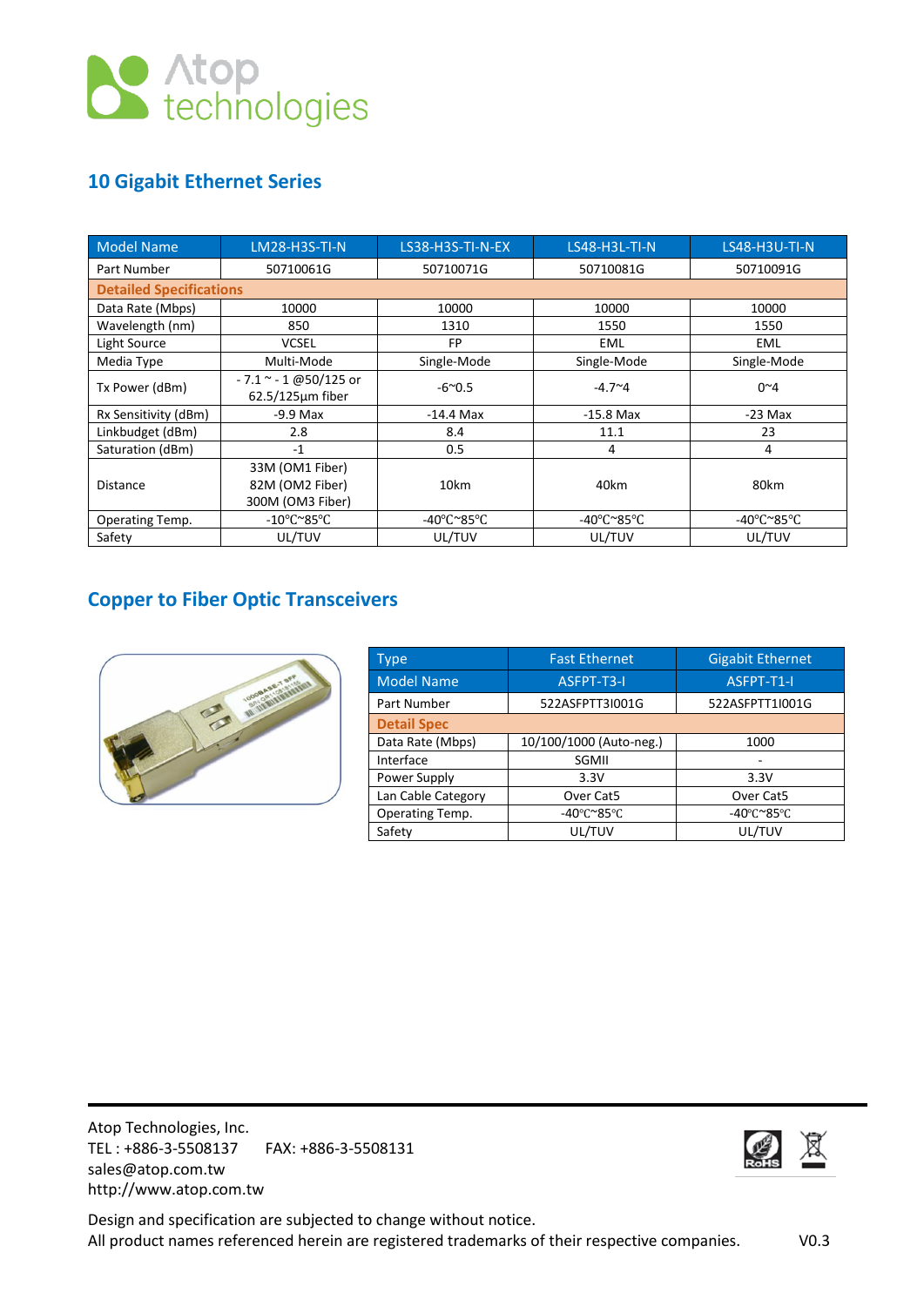## 10 Gigabit Ethernet Series

| Model Name | LM28-H3S-TI-N | LS38-H3S-TI-N-EX | LS48-H3L-TI-N | LS48-H3U-TI-N |
|---|---|---|---|---|
| Part Number | 50710061G | 50710071G | 50710081G | 50710091G |
| **Detailed Specifications** | | | | |
| Data Rate (Mbps) | 10000 | 10000 | 10000 | 10000 |
| Wavelength (nm) | 850 | 1310 | 1550 | 1550 |
| Light Source | VCSEL | FP | EML | EML |
| Media Type | Multi-Mode | Single-Mode | Single-Mode | Single-Mode |
| Tx Power (dBm) | - 7.1 ~ - 1 @50/125 or 62.5/125μm fiber | -6~0.5 | -4.7~4 | 0~4 |
| Rx Sensitivity (dBm) | -9.9 Max | -14.4 Max | -15.8 Max | -23 Max |
| Linkbudget (dBm) | 2.8 | 8.4 | 11.1 | 23 |
| Saturation (dBm) | -1 | 0.5 | 4 | 4 |
| Distance | 33M (OM1 Fiber)<br>82M (OM2 Fiber)<br>300M (OM3 Fiber) | 10km | 40km | 80km |
| Operating Temp. | -10℃~85℃ | -40℃~85℃ | -40℃~85℃ | -40℃~85℃ |
| Safety | UL/TUV | UL/TUV | UL/TUV | UL/TUV |

## Copper to Fiber Optic Transceivers

| Type | Fast Ethernet | Gigabit Ethernet |
|---|---|---|
| Model Name | ASFPT-T3-I | ASFPT-T1-I |
| Part Number | 522ASFPTT3I001G | 522ASFPTT1I001G |
| **Detail Spec** | | |
| Data Rate (Mbps) | 10/100/1000 (Auto-neg.) | 1000 |
| Interface | SGMII | - |
| Power Supply | 3.3V | 3.3V |
| Lan Cable Category | Over Cat5 | Over Cat5 |
| Operating Temp. | -40℃~85℃ | -40℃~85℃ |
| Safety | UL/TUV | UL/TUV |

Atop Technologies, Inc.
TEL : +886-3-5508137 FAX: +886-3-5508131
sales@atop.com.tw
http://www.atop.com.tw

Design and specification are subjected to change without notice.
All product names referenced herein are registered trademarks of their respective companies. V0.3